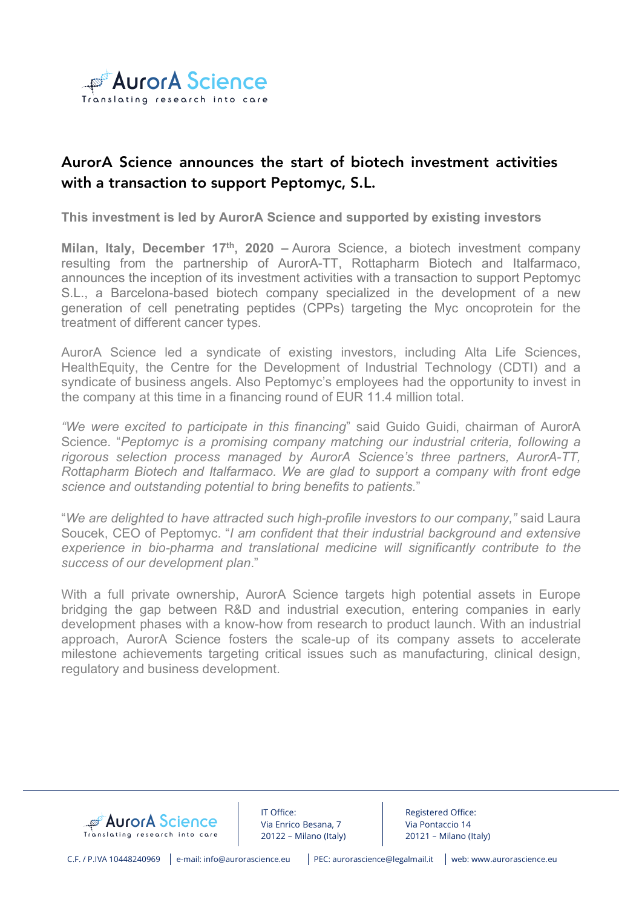# AurorA Science announces the start of biotech investment activities with a transaction to support Peptomyc, S.L.

**This investment is led by AurorA Science and supported by existing investors**

**Milan, Italy, December 17th, 2020 –** Aurora Science, a biotech investment company resulting from the partnership of AurorA-TT, Rottapharm Biotech and Italfarmaco, announces the inception of its investment activities with a transaction to support Peptomyc S.L., a Barcelona-based biotech company specialized in the development of a new generation of cell penetrating peptides (CPPs) targeting the Myc oncoprotein for the treatment of different cancer types.

AurorA Science led a syndicate of existing investors, including Alta Life Sciences, HealthEquity, the Centre for the Development of Industrial Technology (CDTI) and a syndicate of business angels. Also Peptomyc's employees had the opportunity to invest in the company at this time in a financing round of EUR 11.4 million total.

"*We were excited to participate in this financing*" said Guido Guidi, chairman of AurorA Science. "*Peptomyc is a promising company matching our industrial criteria, following a rigorous selection process managed by AurorA Science's three partners, AurorA-TT, Rottapharm Biotech and Italfarmaco. We are glad to support a company with front edge science and outstanding potential to bring benefits to patients.*"

"*We are delighted to have attracted such high-profile investors to our company,*" said Laura Soucek, CEO of Peptomyc. "*I am confident that their industrial background and extensive experience in bio-pharma and translational medicine will significantly contribute to the success of our development plan*."

With a full private ownership, AurorA Science targets high potential assets in Europe bridging the gap between R&D and industrial execution, entering companies in early development phases with a know-how from research to product launch. With an industrial approach, AurorA Science fosters the scale-up of its company assets to accelerate milestone achievements targeting critical issues such as manufacturing, clinical design, regulatory and business development.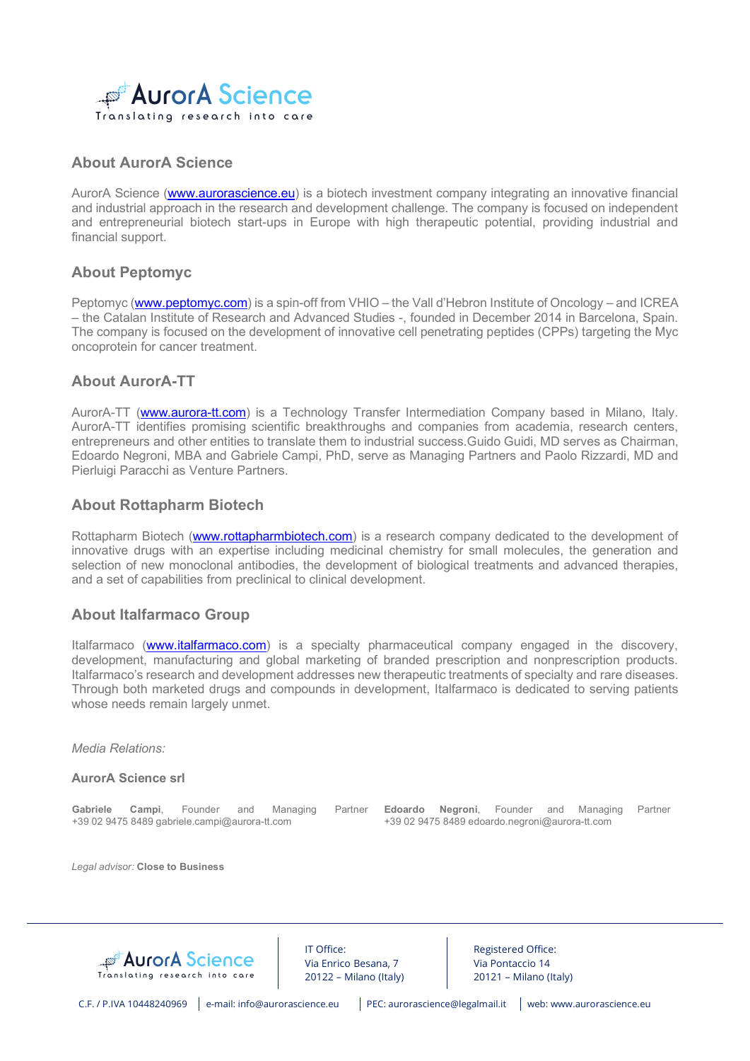## About AurorA Science

AurorA Science (www.aurorascience.eu) is a biotech investment company integrating an innovative financial and industrial approach in the research and development challenge. The company is focused on independent and entrepreneurial biotech start-ups in Europe with high therapeutic potential, providing industrial and financial support.

## About Peptomyc

Peptomyc (www.peptomyc.com) is a spin-off from VHIO – the Vall d'Hebron Institute of Oncology – and ICREA – the Catalan Institute of Research and Advanced Studies -, founded in December 2014 in Barcelona, Spain. The company is focused on the development of innovative cell penetrating peptides (CPPs) targeting the Myc oncoprotein for cancer treatment.

## About AurorA-TT

AurorA-TT (www.aurora-tt.com) is a Technology Transfer Intermediation Company based in Milano, Italy. AurorA-TT identifies promising scientific breakthroughs and companies from academia, research centers, entrepreneurs and other entities to translate them to industrial success.Guido Guidi, MD serves as Chairman, Edoardo Negroni, MBA and Gabriele Campi, PhD, serve as Managing Partners and Paolo Rizzardi, MD and Pierluigi Paracchi as Venture Partners.

## About Rottapharm Biotech

Rottapharm Biotech (www.rottapharmbiotech.com) is a research company dedicated to the development of innovative drugs with an expertise including medicinal chemistry for small molecules, the generation and selection of new monoclonal antibodies, the development of biological treatments and advanced therapies, and a set of capabilities from preclinical to clinical development.

## About Italfarmaco Group

Italfarmaco (www.italfarmaco.com) is a specialty pharmaceutical company engaged in the discovery, development, manufacturing and global marketing of branded prescription and nonprescription products. Italfarmaco's research and development addresses new therapeutic treatments of specialty and rare diseases. Through both marketed drugs and compounds in development, Italfarmaco is dedicated to serving patients whose needs remain largely unmet.

*Media Relations:*

**AurorA Science srl**

**Gabriele Campi**, Founder and Managing Partner
+39 02 9475 8489 gabriele.campi@aurora-tt.com

**Edoardo Negroni**, Founder and Managing Partner
+39 02 9475 8489 edoardo.negroni@aurora-tt.com

*Legal advisor:* **Close to Business**